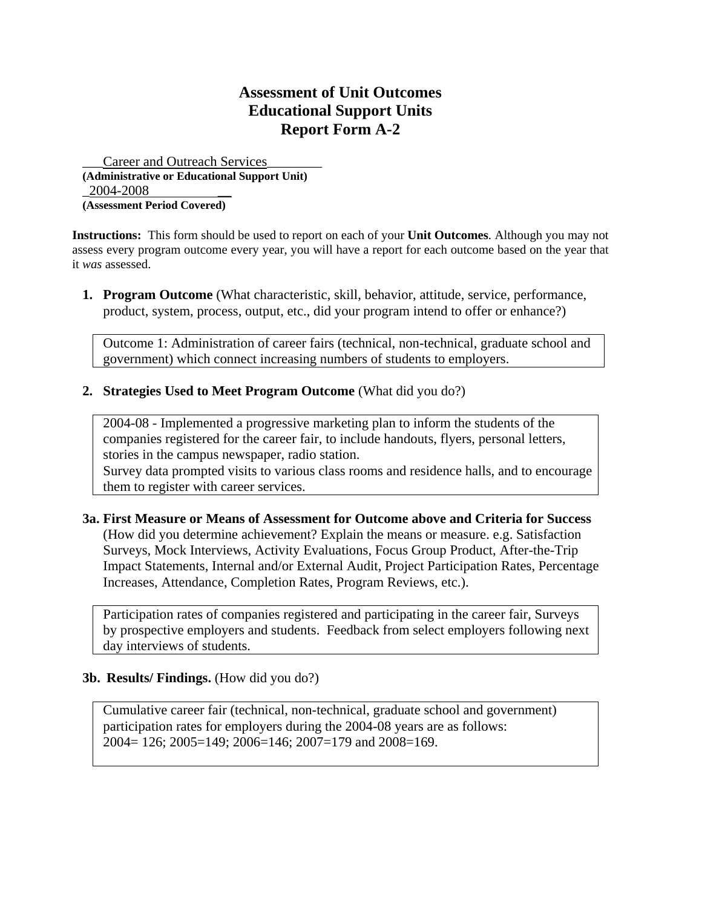# Assessment of Unit Outcomes
# Educational Support Units
# Report Form A-2

___Career and Outreach Services________
**(Administrative or Educational Support Unit)**
_2004-2008__________ __
**(Assessment Period Covered)**

**Instructions:** This form should be used to report on each of your **Unit Outcomes**. Although you may not assess every program outcome every year, you will have a report for each outcome based on the year that it *was* assessed.

1. **Program Outcome** (What characteristic, skill, behavior, attitude, service, performance, product, system, process, output, etc., did your program intend to offer or enhance?)

   Outcome 1: Administration of career fairs (technical, non-technical, graduate school and government) which connect increasing numbers of students to employers.

2. **Strategies Used to Meet Program Outcome** (What did you do?)

   2004-08 - Implemented a progressive marketing plan to inform the students of the companies registered for the career fair, to include handouts, flyers, personal letters, stories in the campus newspaper, radio station.
   Survey data prompted visits to various class rooms and residence halls, and to encourage them to register with career services.

**3a. First Measure or Means of Assessment for Outcome above and Criteria for Success** (How did you determine achievement? Explain the means or measure. e.g. Satisfaction Surveys, Mock Interviews, Activity Evaluations, Focus Group Product, After-the-Trip Impact Statements, Internal and/or External Audit, Project Participation Rates, Percentage Increases, Attendance, Completion Rates, Program Reviews, etc.).

Participation rates of companies registered and participating in the career fair, Surveys by prospective employers and students. Feedback from select employers following next day interviews of students.

**3b. Results/ Findings.** (How did you do?)

Cumulative career fair (technical, non-technical, graduate school and government) participation rates for employers during the 2004-08 years are as follows:
2004= 126; 2005=149; 2006=146; 2007=179 and 2008=169.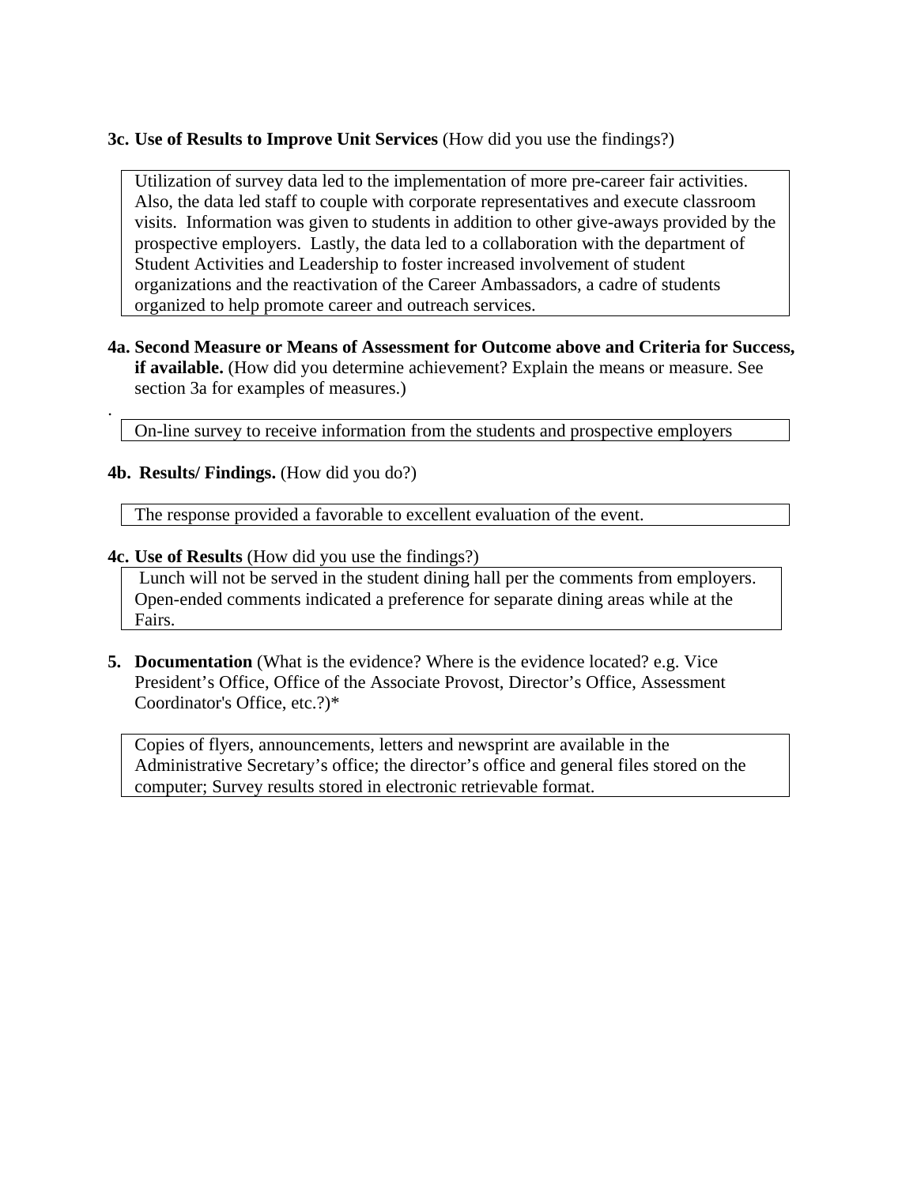**3c. Use of Results to Improve Unit Services** (How did you use the findings?)

Utilization of survey data led to the implementation of more pre-career fair activities. Also, the data led staff to couple with corporate representatives and execute classroom visits. Information was given to students in addition to other give-aways provided by the prospective employers. Lastly, the data led to a collaboration with the department of Student Activities and Leadership to foster increased involvement of student organizations and the reactivation of the Career Ambassadors, a cadre of students organized to help promote career and outreach services.

**4a. Second Measure or Means of Assessment for Outcome above and Criteria for Success, if available.** (How did you determine achievement? Explain the means or measure. See section 3a for examples of measures.)

.

On-line survey to receive information from the students and prospective employers

**4b. Results/ Findings.** (How did you do?)

The response provided a favorable to excellent evaluation of the event.

**4c. Use of Results** (How did you use the findings?)

Lunch will not be served in the student dining hall per the comments from employers. Open-ended comments indicated a preference for separate dining areas while at the Fairs.

**5. Documentation** (What is the evidence? Where is the evidence located? e.g. Vice President's Office, Office of the Associate Provost, Director's Office, Assessment Coordinator's Office, etc.?)*

Copies of flyers, announcements, letters and newsprint are available in the Administrative Secretary's office; the director's office and general files stored on the computer; Survey results stored in electronic retrievable format.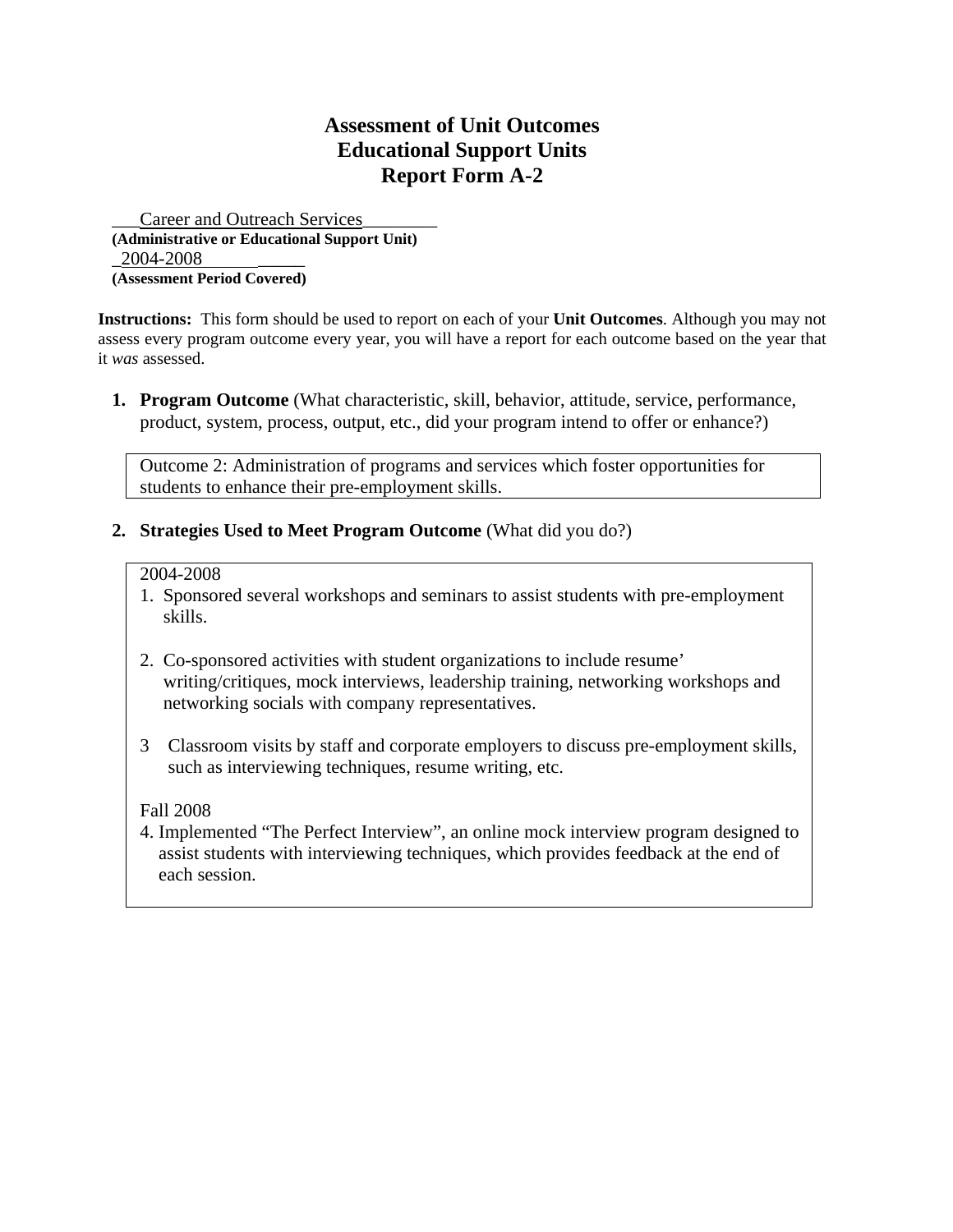# Assessment of Unit Outcomes
# Educational Support Units
# Report Form A-2

___Career and Outreach Services________
**(Administrative or Educational Support Unit)**
_2004-2008___________
**(Assessment Period Covered)**

**Instructions:** This form should be used to report on each of your **Unit Outcomes**. Although you may not assess every program outcome every year, you will have a report for each outcome based on the year that it *was* assessed.

1. **Program Outcome** (What characteristic, skill, behavior, attitude, service, performance, product, system, process, output, etc., did your program intend to offer or enhance?)

   Outcome 2: Administration of programs and services which foster opportunities for students to enhance their pre-employment skills.

2. **Strategies Used to Meet Program Outcome** (What did you do?)

   2004-2008

   1. Sponsored several workshops and seminars to assist students with pre-employment skills.

   2. Co-sponsored activities with student organizations to include resume' writing/critiques, mock interviews, leadership training, networking workshops and networking socials with company representatives.

   3 Classroom visits by staff and corporate employers to discuss pre-employment skills, such as interviewing techniques, resume writing, etc.

   Fall 2008

   4. Implemented "The Perfect Interview", an online mock interview program designed to assist students with interviewing techniques, which provides feedback at the end of each session.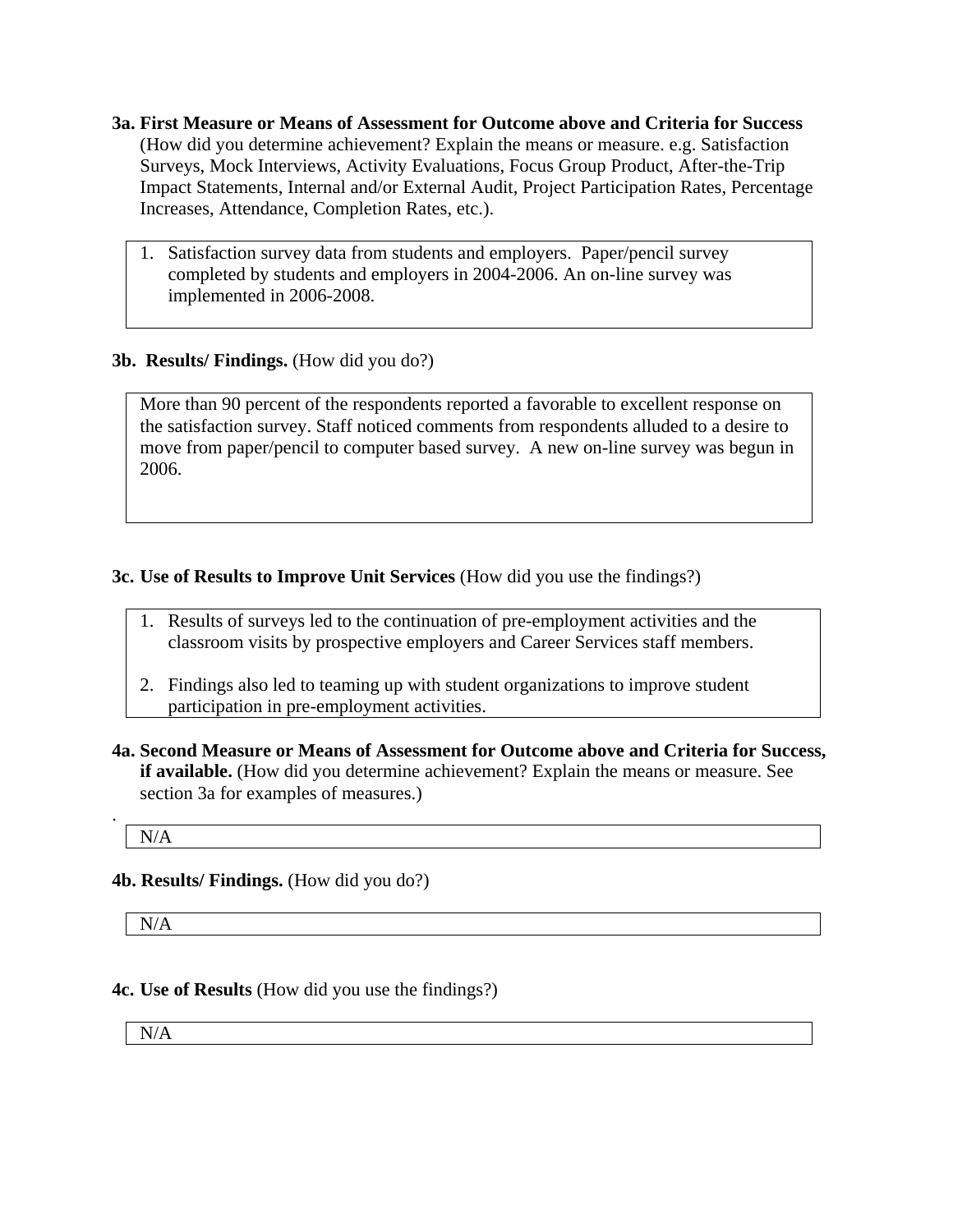**3a. First Measure or Means of Assessment for Outcome above and Criteria for Success** (How did you determine achievement? Explain the means or measure. e.g. Satisfaction Surveys, Mock Interviews, Activity Evaluations, Focus Group Product, After-the-Trip Impact Statements, Internal and/or External Audit, Project Participation Rates, Percentage Increases, Attendance, Completion Rates, etc.).

1. Satisfaction survey data from students and employers. Paper/pencil survey completed by students and employers in 2004-2006. An on-line survey was implemented in 2006-2008.

**3b. Results/ Findings.** (How did you do?)

More than 90 percent of the respondents reported a favorable to excellent response on the satisfaction survey. Staff noticed comments from respondents alluded to a desire to move from paper/pencil to computer based survey. A new on-line survey was begun in 2006.

**3c. Use of Results to Improve Unit Services** (How did you use the findings?)

1. Results of surveys led to the continuation of pre-employment activities and the classroom visits by prospective employers and Career Services staff members.
2. Findings also led to teaming up with student organizations to improve student participation in pre-employment activities.

**4a. Second Measure or Means of Assessment for Outcome above and Criteria for Success, if available.** (How did you determine achievement? Explain the means or measure. See section 3a for examples of measures.)

N/A

**4b. Results/ Findings.** (How did you do?)

N/A

**4c. Use of Results** (How did you use the findings?)

N/A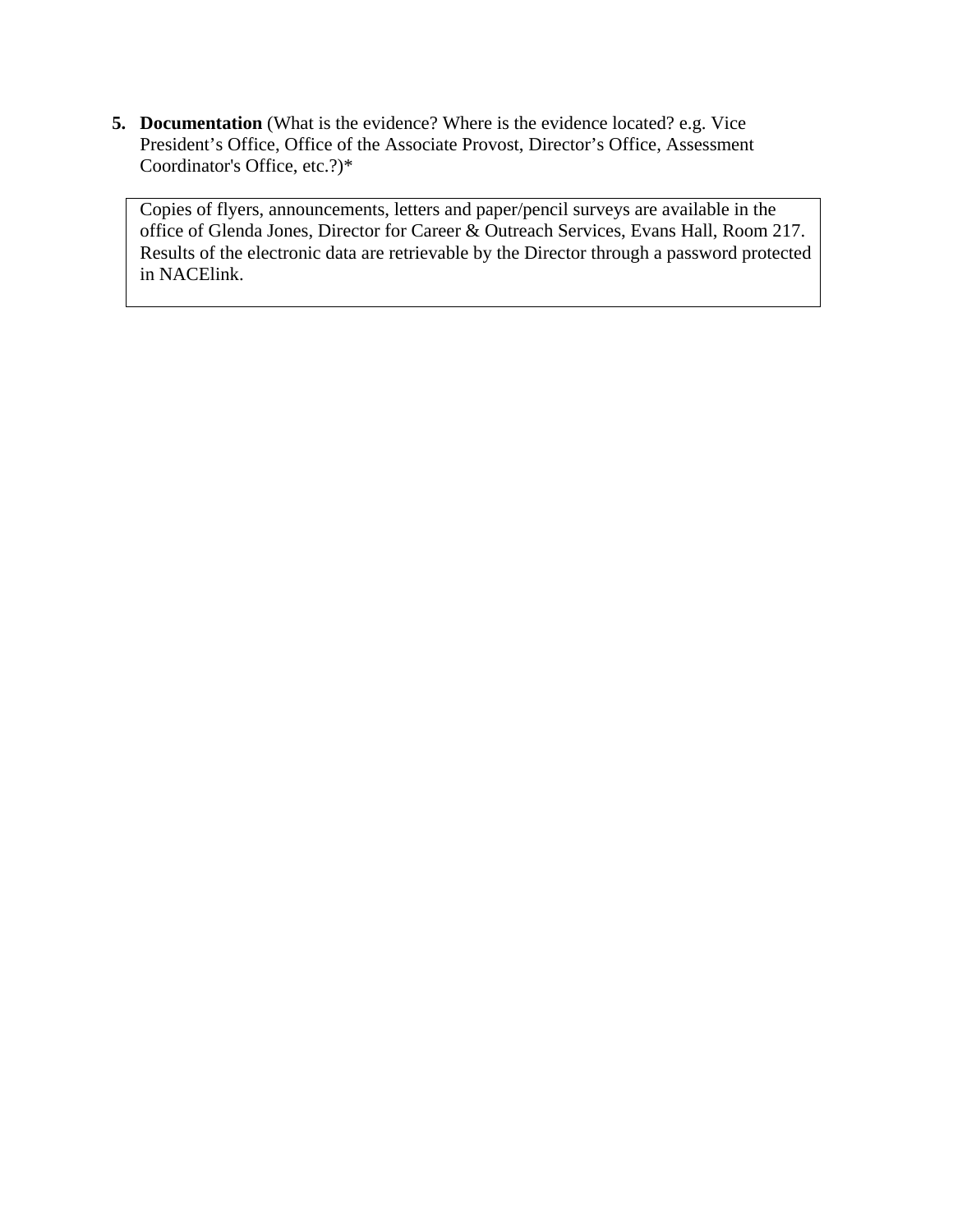5. **Documentation** (What is the evidence? Where is the evidence located? e.g. Vice President's Office, Office of the Associate Provost, Director's Office, Assessment Coordinator's Office, etc.?)*

| Copies of flyers, announcements, letters and paper/pencil surveys are available in the office of Glenda Jones, Director for Career & Outreach Services, Evans Hall, Room 217. Results of the electronic data are retrievable by the Director through a password protected in NACElink. |
|---|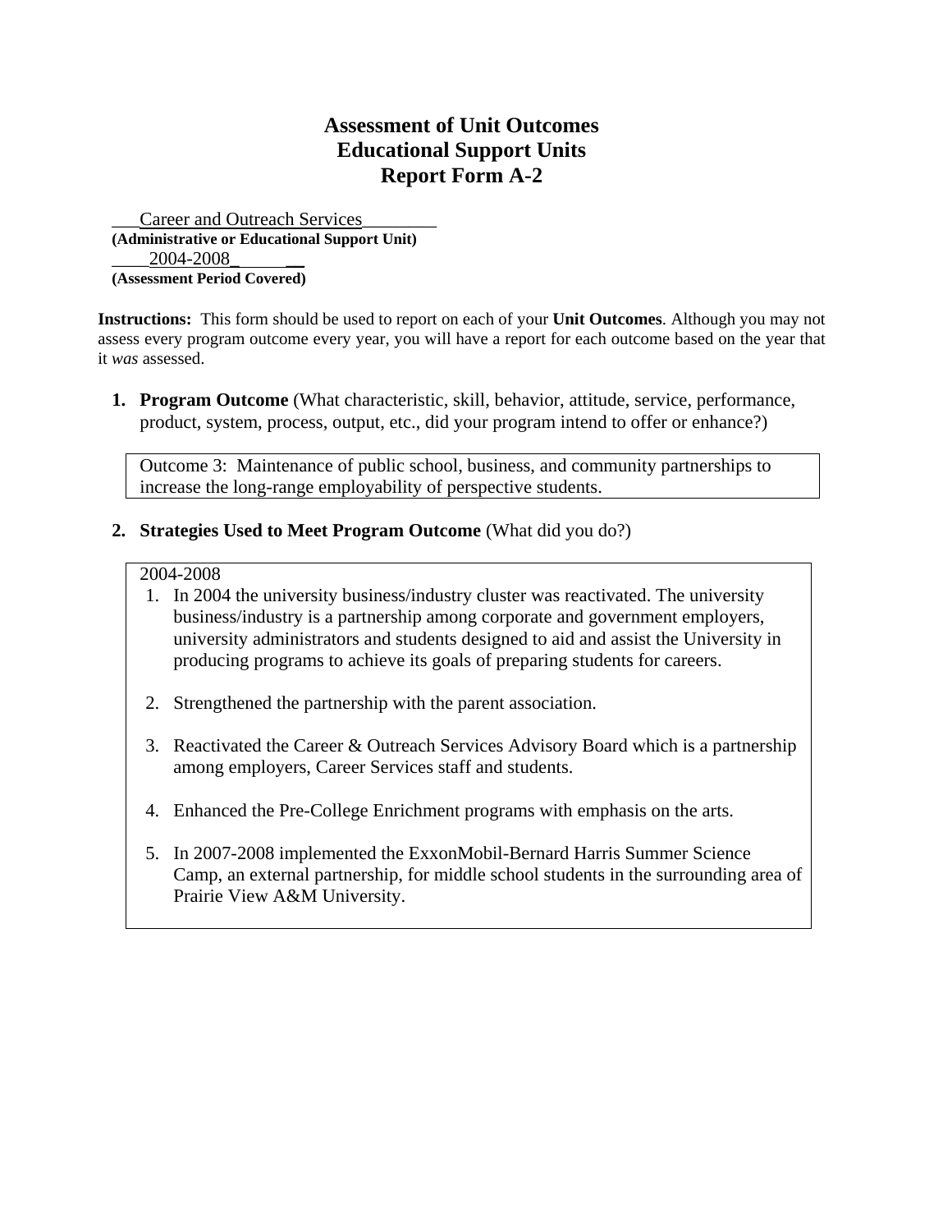# Assessment of Unit Outcomes
# Educational Support Units
# Report Form A-2

___Career and Outreach Services________
**(Administrative or Educational Support Unit)**
____2004-2008_ __
**(Assessment Period Covered)**

**Instructions:** This form should be used to report on each of your **Unit Outcomes**. Although you may not assess every program outcome every year, you will have a report for each outcome based on the year that it *was* assessed.

1. **Program Outcome** (What characteristic, skill, behavior, attitude, service, performance, product, system, process, output, etc., did your program intend to offer or enhance?)

   Outcome 3: Maintenance of public school, business, and community partnerships to increase the long-range employability of perspective students.

2. **Strategies Used to Meet Program Outcome** (What did you do?)

   2004-2008

   1. In 2004 the university business/industry cluster was reactivated. The university business/industry is a partnership among corporate and government employers, university administrators and students designed to aid and assist the University in producing programs to achieve its goals of preparing students for careers.

   2. Strengthened the partnership with the parent association.

   3. Reactivated the Career & Outreach Services Advisory Board which is a partnership among employers, Career Services staff and students.

   4. Enhanced the Pre-College Enrichment programs with emphasis on the arts.

   5. In 2007-2008 implemented the ExxonMobil-Bernard Harris Summer Science Camp, an external partnership, for middle school students in the surrounding area of Prairie View A&M University.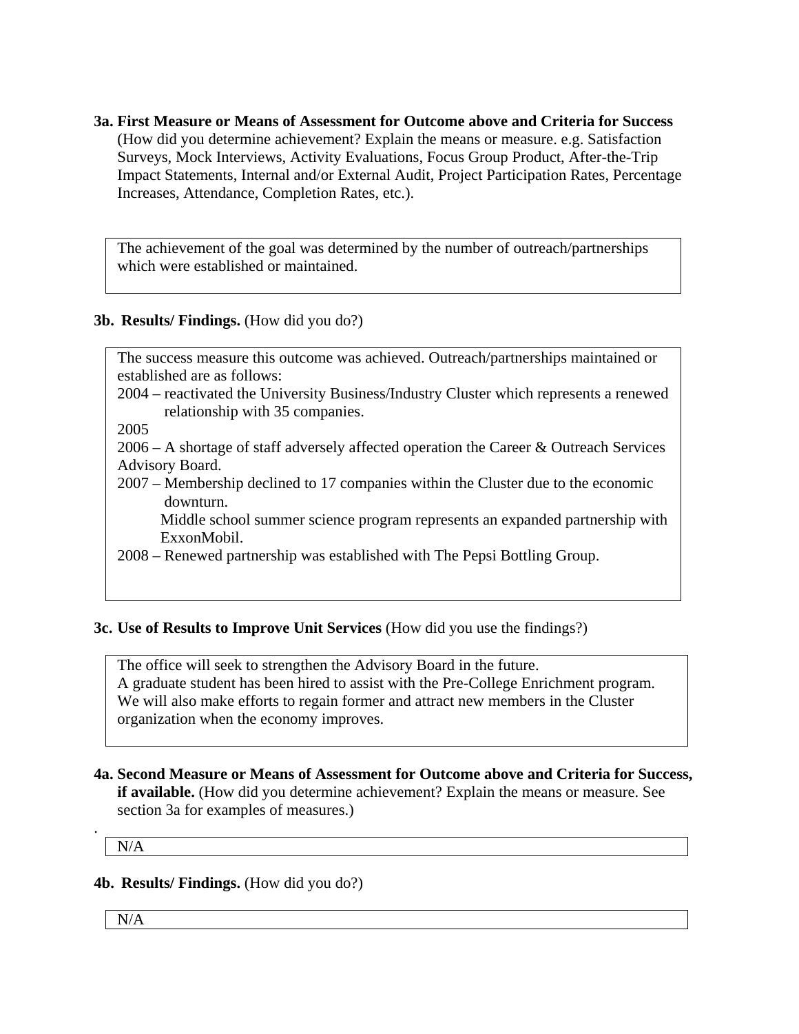**3a. First Measure or Means of Assessment for Outcome above and Criteria for Success** (How did you determine achievement? Explain the means or measure. e.g. Satisfaction Surveys, Mock Interviews, Activity Evaluations, Focus Group Product, After-the-Trip Impact Statements, Internal and/or External Audit, Project Participation Rates, Percentage Increases, Attendance, Completion Rates, etc.).

The achievement of the goal was determined by the number of outreach/partnerships which were established or maintained.

**3b. Results/ Findings.** (How did you do?)

The success measure this outcome was achieved. Outreach/partnerships maintained or established are as follows:

2004 – reactivated the University Business/Industry Cluster which represents a renewed relationship with 35 companies.

2005

2006 – A shortage of staff adversely affected operation the Career & Outreach Services Advisory Board.

2007 – Membership declined to 17 companies within the Cluster due to the economic downturn.

Middle school summer science program represents an expanded partnership with ExxonMobil.

2008 – Renewed partnership was established with The Pepsi Bottling Group.

**3c. Use of Results to Improve Unit Services** (How did you use the findings?)

The office will seek to strengthen the Advisory Board in the future.
A graduate student has been hired to assist with the Pre-College Enrichment program.
We will also make efforts to regain former and attract new members in the Cluster organization when the economy improves.

**4a. Second Measure or Means of Assessment for Outcome above and Criteria for Success, if available.** (How did you determine achievement? Explain the means or measure. See section 3a for examples of measures.)

N/A

**4b. Results/ Findings.** (How did you do?)

N/A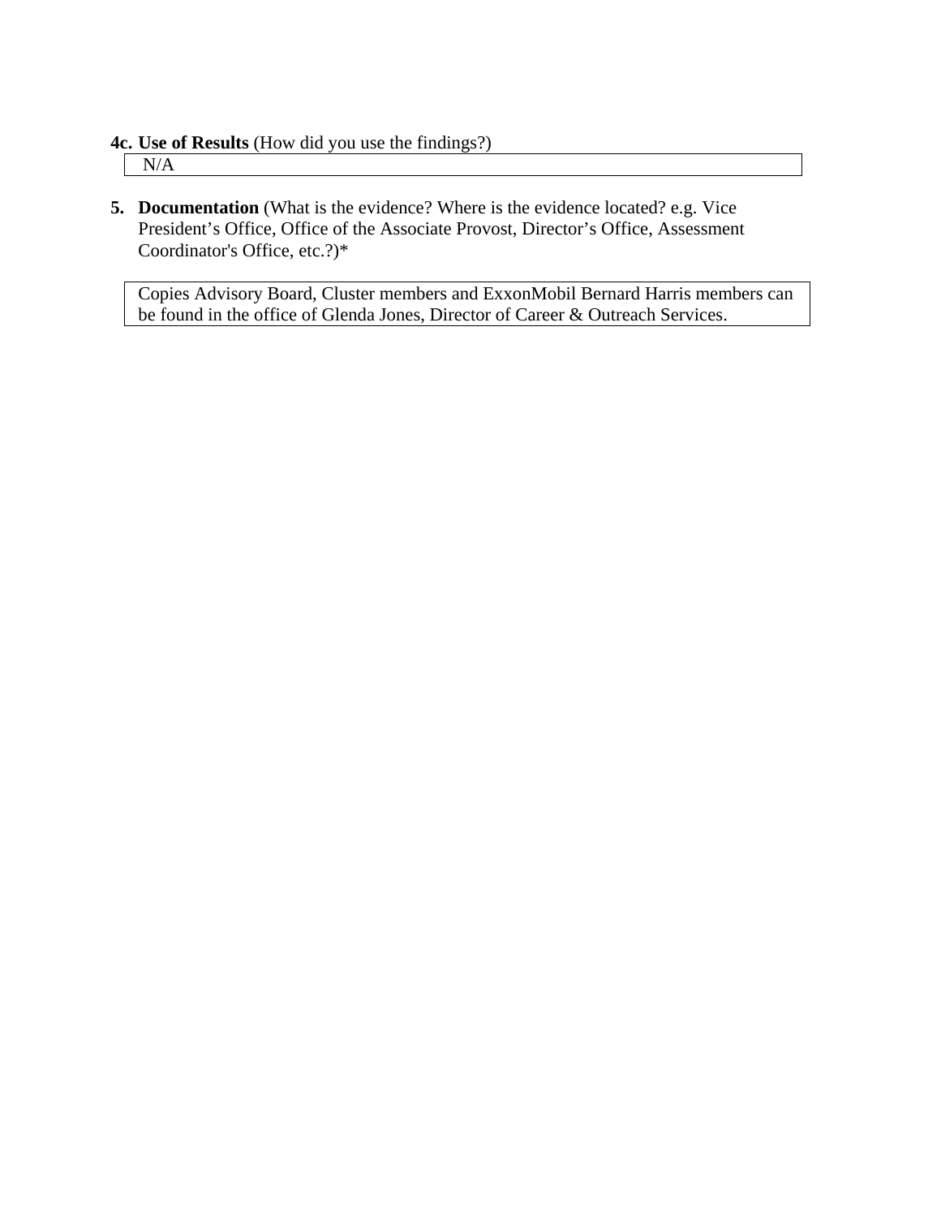**4c. Use of Results** (How did you use the findings?)

N/A

**5. Documentation** (What is the evidence? Where is the evidence located? e.g. Vice President's Office, Office of the Associate Provost, Director's Office, Assessment Coordinator's Office, etc.?)*

Copies Advisory Board, Cluster members and ExxonMobil Bernard Harris members can be found in the office of Glenda Jones, Director of Career & Outreach Services.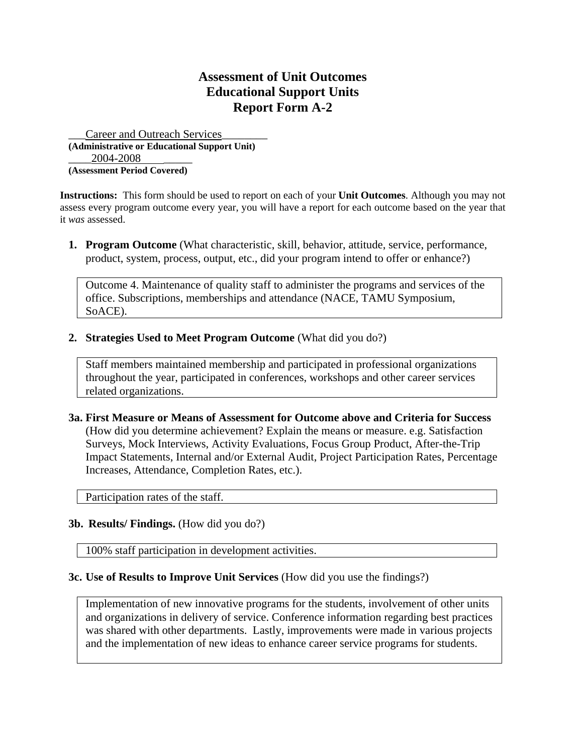# Assessment of Unit Outcomes
# Educational Support Units
# Report Form A-2

___Career and Outreach Services________
**(Administrative or Educational Support Unit)**
____2004-2008____ _____
**(Assessment Period Covered)**

**Instructions:** This form should be used to report on each of your **Unit Outcomes**. Although you may not assess every program outcome every year, you will have a report for each outcome based on the year that it *was* assessed.

1. **Program Outcome** (What characteristic, skill, behavior, attitude, service, performance, product, system, process, output, etc., did your program intend to offer or enhance?)

| Outcome 4. Maintenance of quality staff to administer the programs and services of the office. Subscriptions, memberships and attendance (NACE, TAMU Symposium, SoACE). |
|---|

2. **Strategies Used to Meet Program Outcome** (What did you do?)

| Staff members maintained membership and participated in professional organizations throughout the year, participated in conferences, workshops and other career services related organizations. |
|---|

**3a. First Measure or Means of Assessment for Outcome above and Criteria for Success** (How did you determine achievement? Explain the means or measure. e.g. Satisfaction Surveys, Mock Interviews, Activity Evaluations, Focus Group Product, After-the-Trip Impact Statements, Internal and/or External Audit, Project Participation Rates, Percentage Increases, Attendance, Completion Rates, etc.).

| Participation rates of the staff. |
|---|

**3b. Results/ Findings.** (How did you do?)

| 100% staff participation in development activities. |
|---|

**3c. Use of Results to Improve Unit Services** (How did you use the findings?)

| Implementation of new innovative programs for the students, involvement of other units and organizations in delivery of service. Conference information regarding best practices was shared with other departments. Lastly, improvements were made in various projects and the implementation of new ideas to enhance career service programs for students. |
|---|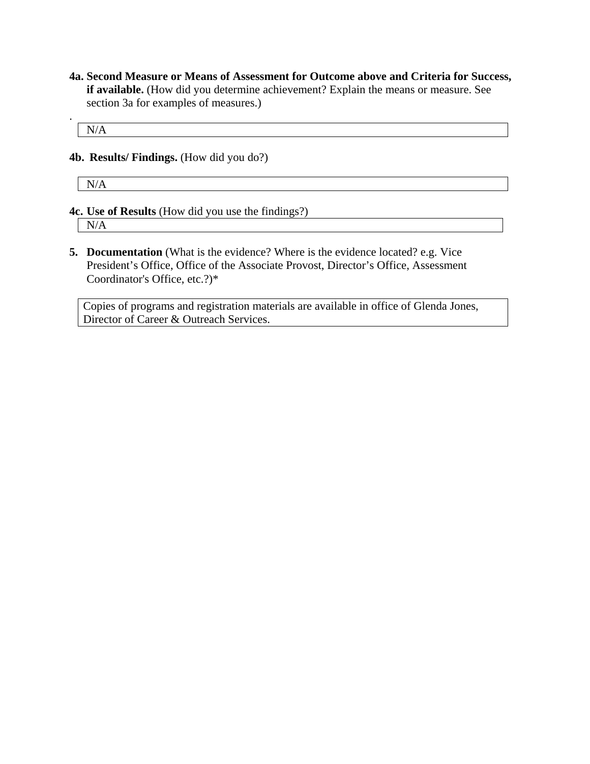**4a. Second Measure or Means of Assessment for Outcome above and Criteria for Success, if available.** (How did you determine achievement? Explain the means or measure. See section 3a for examples of measures.)

.

| |
|---|
| N/A |

**4b. Results/ Findings.** (How did you do?)

| |
|---|
| N/A |

**4c. Use of Results** (How did you use the findings?)

| |
|---|
| N/A |

**5. Documentation** (What is the evidence? Where is the evidence located? e.g. Vice President's Office, Office of the Associate Provost, Director's Office, Assessment Coordinator's Office, etc.?)*

| |
|---|
| Copies of programs and registration materials are available in office of Glenda Jones, Director of Career & Outreach Services. |